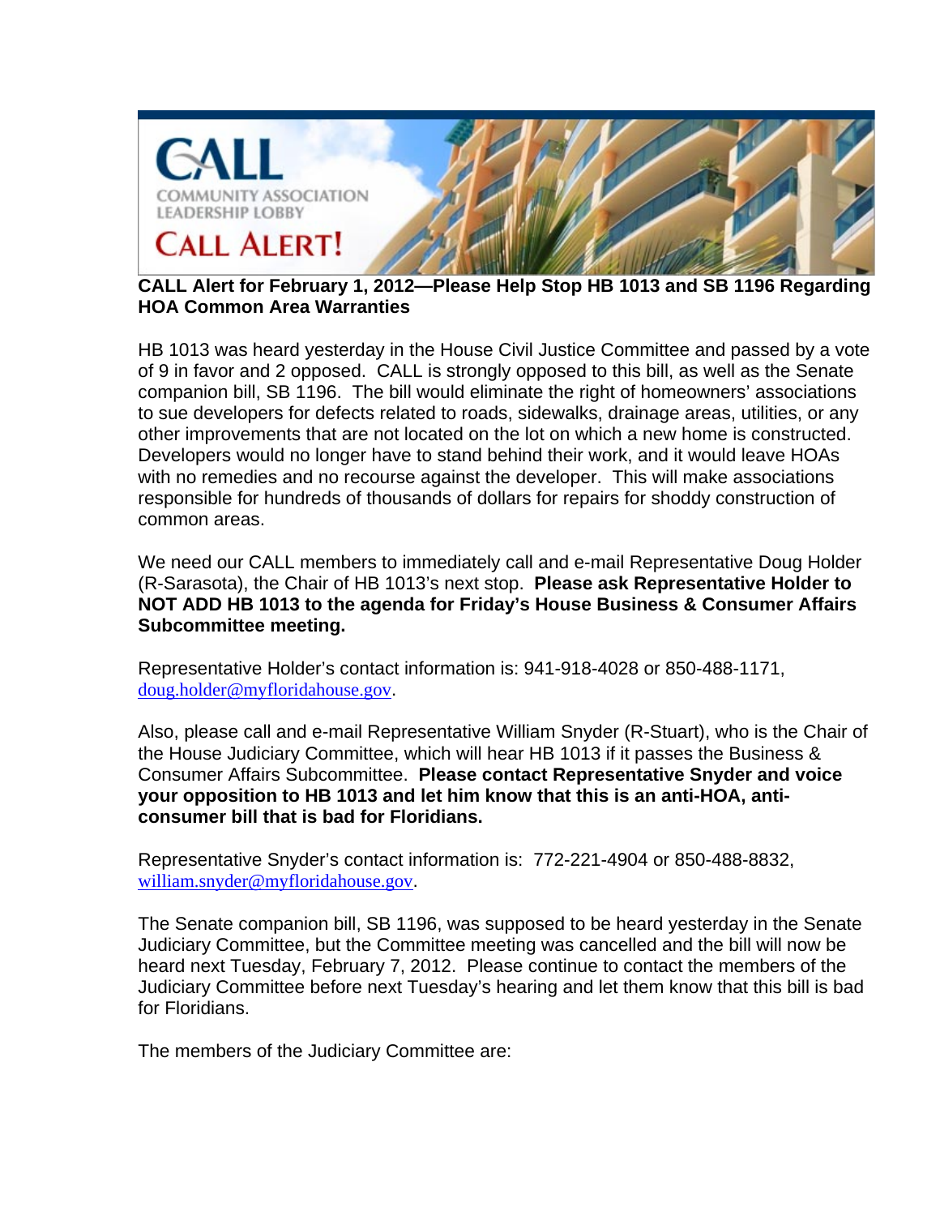CALL

COMMUNITY ASSOCIATION LEADERSHIP LOBBY

CALL ALERT!

**CALL Alert for February 1, 2012—Please Help Stop HB 1013 and SB 1196 Regarding HOA Common Area Warranties**

HB 1013 was heard yesterday in the House Civil Justice Committee and passed by a vote of 9 in favor and 2 opposed. CALL is strongly opposed to this bill, as well as the Senate companion bill, SB 1196. The bill would eliminate the right of homeowners' associations to sue developers for defects related to roads, sidewalks, drainage areas, utilities, or any other improvements that are not located on the lot on which a new home is constructed. Developers would no longer have to stand behind their work, and it would leave HOAs with no remedies and no recourse against the developer. This will make associations responsible for hundreds of thousands of dollars for repairs for shoddy construction of common areas.

We need our CALL members to immediately call and e-mail Representative Doug Holder (R-Sarasota), the Chair of HB 1013's next stop. **Please ask Representative Holder to NOT ADD HB 1013 to the agenda for Friday's House Business & Consumer Affairs Subcommittee meeting.**

Representative Holder's contact information is: 941-918-4028 or 850-488-1171, doug.holder@myfloridahouse.gov.

Also, please call and e-mail Representative William Snyder (R-Stuart), who is the Chair of the House Judiciary Committee, which will hear HB 1013 if it passes the Business & Consumer Affairs Subcommittee. **Please contact Representative Snyder and voice your opposition to HB 1013 and let him know that this is an anti-HOA, anti-consumer bill that is bad for Floridians.**

Representative Snyder's contact information is: 772-221-4904 or 850-488-8832, william.snyder@myfloridahouse.gov.

The Senate companion bill, SB 1196, was supposed to be heard yesterday in the Senate Judiciary Committee, but the Committee meeting was cancelled and the bill will now be heard next Tuesday, February 7, 2012. Please continue to contact the members of the Judiciary Committee before next Tuesday's hearing and let them know that this bill is bad for Floridians.

The members of the Judiciary Committee are: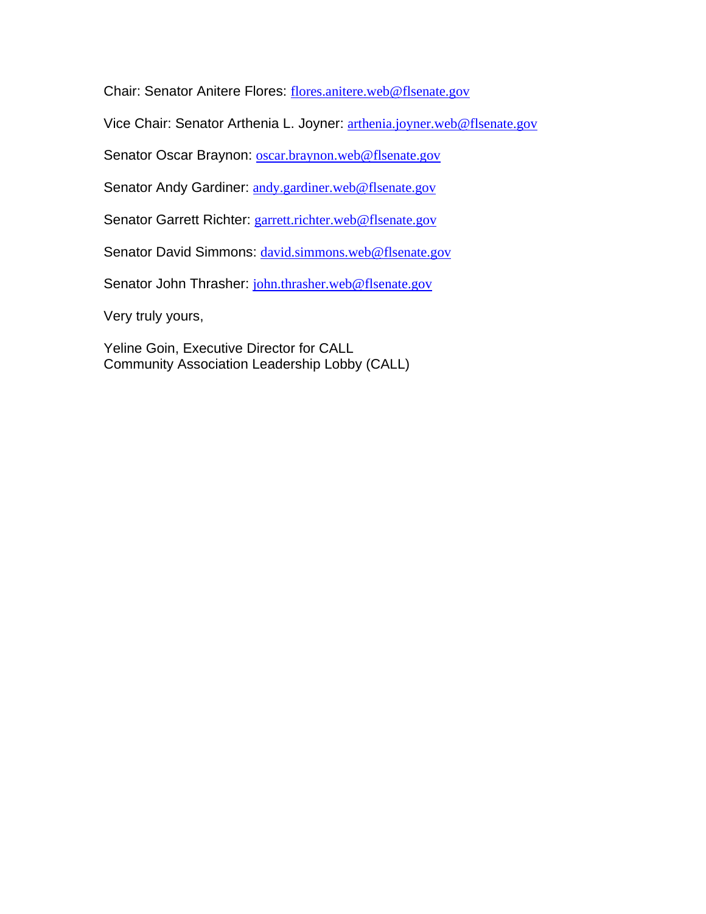Chair: Senator Anitere Flores: flores.anitere.web@flsenate.gov

Vice Chair: Senator Arthenia L. Joyner: arthenia.joyner.web@flsenate.gov

Senator Oscar Braynon: oscar.braynon.web@flsenate.gov

Senator Andy Gardiner: andy.gardiner.web@flsenate.gov

Senator Garrett Richter: garrett.richter.web@flsenate.gov

Senator David Simmons: david.simmons.web@flsenate.gov

Senator John Thrasher: john.thrasher.web@flsenate.gov

Very truly yours,

Yeline Goin, Executive Director for CALL
Community Association Leadership Lobby (CALL)